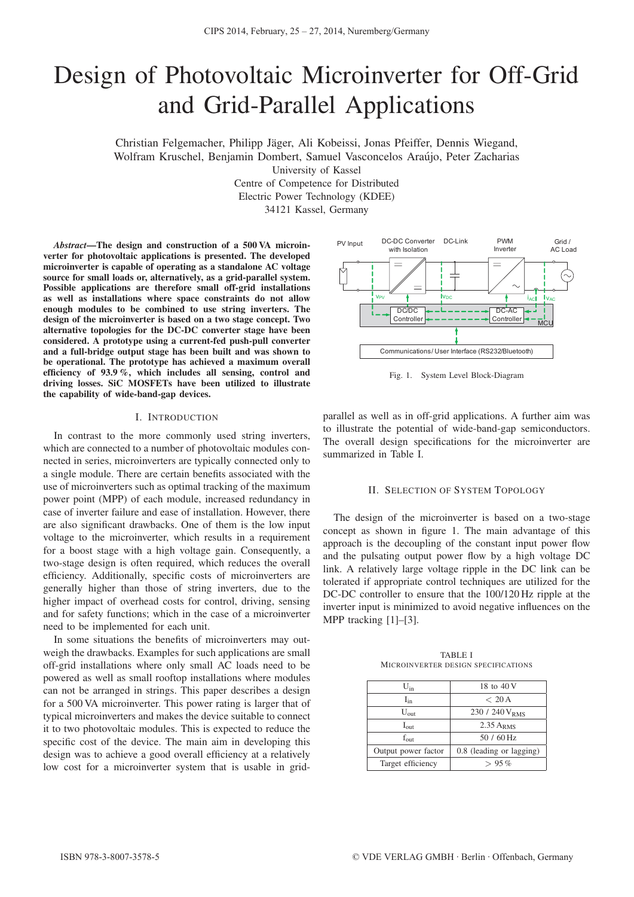# Design of Photovoltaic Microinverter for Off-Grid and Grid-Parallel Applications

Christian Felgemacher, Philipp Jäger, Ali Kobeissi, Jonas Pfeiffer, Dennis Wiegand, Wolfram Kruschel, Benjamin Dombert, Samuel Vasconcelos Araújo, Peter Zacharias

University of Kassel
Centre of Competence for Distributed Electric Power Technology (KDEE)
34121 Kassel, Germany

***Abstract*—The design and construction of a 500 VA microinverter for photovoltaic applications is presented. The developed microinverter is capable of operating as a standalone AC voltage source for small loads or, alternatively, as a grid-parallel system. Possible applications are therefore small off-grid installations as well as installations where space constraints do not allow enough modules to be combined to use string inverters. The design of the microinverter is based on a two stage concept. Two alternative topologies for the DC-DC converter stage have been considered. A prototype using a current-fed push-pull converter and a full-bridge output stage has been built and was shown to be operational. The prototype has achieved a maximum overall efficiency of 93.9 %, which includes all sensing, control and driving losses. SiC MOSFETs have been utilized to illustrate the capability of wide-band-gap devices.**

## I. Introduction

In contrast to the more commonly used string inverters, which are connected to a number of photovoltaic modules connected in series, microinverters are typically connected only to a single module. There are certain benefits associated with the use of microinverters such as optimal tracking of the maximum power point (MPP) of each module, increased redundancy in case of inverter failure and ease of installation. However, there are also significant drawbacks. One of them is the low input voltage to the microinverter, which results in a requirement for a boost stage with a high voltage gain. Consequently, a two-stage design is often required, which reduces the overall efficiency. Additionally, specific costs of microinverters are generally higher than those of string inverters, due to the higher impact of overhead costs for control, driving, sensing and for safety functions; which in the case of a microinverter need to be implemented for each unit.

In some situations the benefits of microinverters may outweigh the drawbacks. Examples for such applications are small off-grid installations where only small AC loads need to be powered as well as small rooftop installations where modules can not be arranged in strings. This paper describes a design for a 500 VA microinverter. This power rating is larger that of typical microinverters and makes the device suitable to connect it to two photovoltaic modules. This is expected to reduce the specific cost of the device. The main aim in developing this design was to achieve a good overall efficiency at a relatively low cost for a microinverter system that is usable in grid-parallel as well as in off-grid applications. A further aim was to illustrate the potential of wide-band-gap semiconductors. The overall design specifications for the microinverter are summarized in Table I.

Fig. 1. System Level Block-Diagram

## II. Selection of System Topology

The design of the microinverter is based on a two-stage concept as shown in figure 1. The main advantage of this approach is the decoupling of the constant input power flow and the pulsating output power flow by a high voltage DC link. A relatively large voltage ripple in the DC link can be tolerated if appropriate control techniques are utilized for the DC-DC controller to ensure that the 100/120 Hz ripple at the inverter input is minimized to avoid negative influences on the MPP tracking [1]–[3].

TABLE I
Microinverter Design Specifications

| | |
|---|---|
| $U_{in}$ | 18 to 40 V |
| $I_{in}$ | $<$ 20 A |
| $U_{out}$ | 230 / 240 $V_{RMS}$ |
| $I_{out}$ | 2.35 $A_{RMS}$ |
| $f_{out}$ | 50 / 60 Hz |
| Output power factor | 0.8 (leading or lagging) |
| Target efficiency | $>$ 95 % |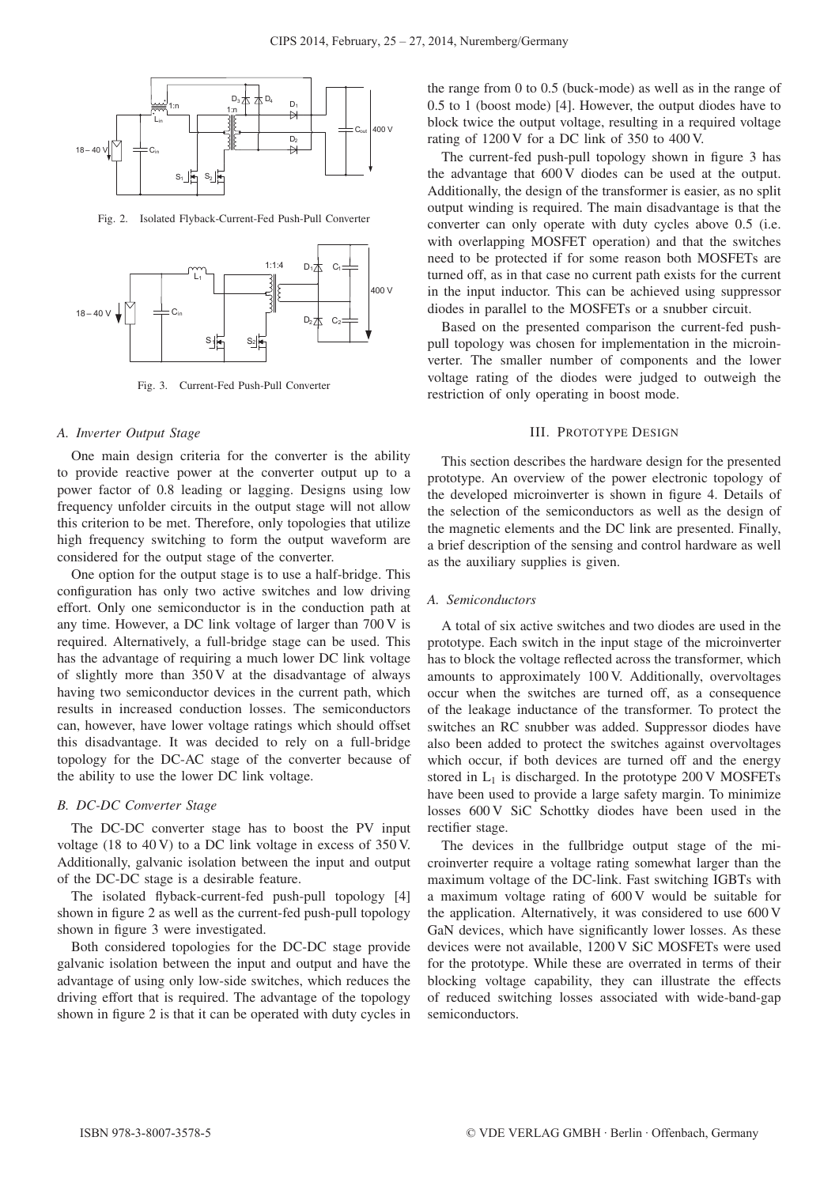Fig. 2. Isolated Flyback-Current-Fed Push-Pull Converter

Fig. 3. Current-Fed Push-Pull Converter

### A. Inverter Output Stage

One main design criteria for the converter is the ability to provide reactive power at the converter output up to a power factor of 0.8 leading or lagging. Designs using low frequency unfolder circuits in the output stage will not allow this criterion to be met. Therefore, only topologies that utilize high frequency switching to form the output waveform are considered for the output stage of the converter.

One option for the output stage is to use a half-bridge. This configuration has only two active switches and low driving effort. Only one semiconductor is in the conduction path at any time. However, a DC link voltage of larger than 700 V is required. Alternatively, a full-bridge stage can be used. This has the advantage of requiring a much lower DC link voltage of slightly more than 350 V at the disadvantage of always having two semiconductor devices in the current path, which results in increased conduction losses. The semiconductors can, however, have lower voltage ratings which should offset this disadvantage. It was decided to rely on a full-bridge topology for the DC-AC stage of the converter because of the ability to use the lower DC link voltage.

### B. DC-DC Converter Stage

The DC-DC converter stage has to boost the PV input voltage (18 to 40 V) to a DC link voltage in excess of 350 V. Additionally, galvanic isolation between the input and output of the DC-DC stage is a desirable feature.

The isolated flyback-current-fed push-pull topology [4] shown in figure 2 as well as the current-fed push-pull topology shown in figure 3 were investigated.

Both considered topologies for the DC-DC stage provide galvanic isolation between the input and output and have the advantage of using only low-side switches, which reduces the driving effort that is required. The advantage of the topology shown in figure 2 is that it can be operated with duty cycles in the range from 0 to 0.5 (buck-mode) as well as in the range of 0.5 to 1 (boost mode) [4]. However, the output diodes have to block twice the output voltage, resulting in a required voltage rating of 1200 V for a DC link of 350 to 400 V.

The current-fed push-pull topology shown in figure 3 has the advantage that 600 V diodes can be used at the output. Additionally, the design of the transformer is easier, as no split output winding is required. The main disadvantage is that the converter can only operate with duty cycles above 0.5 (i.e. with overlapping MOSFET operation) and that the switches need to be protected if for some reason both MOSFETs are turned off, as in that case no current path exists for the current in the input inductor. This can be achieved using suppressor diodes in parallel to the MOSFETs or a snubber circuit.

Based on the presented comparison the current-fed push-pull topology was chosen for implementation in the microinverter. The smaller number of components and the lower voltage rating of the diodes were judged to outweigh the restriction of only operating in boost mode.

## III. Prototype Design

This section describes the hardware design for the presented prototype. An overview of the power electronic topology of the developed microinverter is shown in figure 4. Details of the selection of the semiconductors as well as the design of the magnetic elements and the DC link are presented. Finally, a brief description of the sensing and control hardware as well as the auxiliary supplies is given.

### A. Semiconductors

A total of six active switches and two diodes are used in the prototype. Each switch in the input stage of the microinverter has to block the voltage reflected across the transformer, which amounts to approximately 100 V. Additionally, overvoltages occur when the switches are turned off, as a consequence of the leakage inductance of the transformer. To protect the switches an RC snubber was added. Suppressor diodes have also been added to protect the switches against overvoltages which occur, if both devices are turned off and the energy stored in $L_1$ is discharged. In the prototype 200 V MOSFETs have been used to provide a large safety margin. To minimize losses 600 V SiC Schottky diodes have been used in the rectifier stage.

The devices in the fullbridge output stage of the microinverter require a voltage rating somewhat larger than the maximum voltage of the DC-link. Fast switching IGBTs with a maximum voltage rating of 600 V would be suitable for the application. Alternatively, it was considered to use 600 V GaN devices, which have significantly lower losses. As these devices were not available, 1200 V SiC MOSFETs were used for the prototype. While these are overrated in terms of their blocking voltage capability, they can illustrate the effects of reduced switching losses associated with wide-band-gap semiconductors.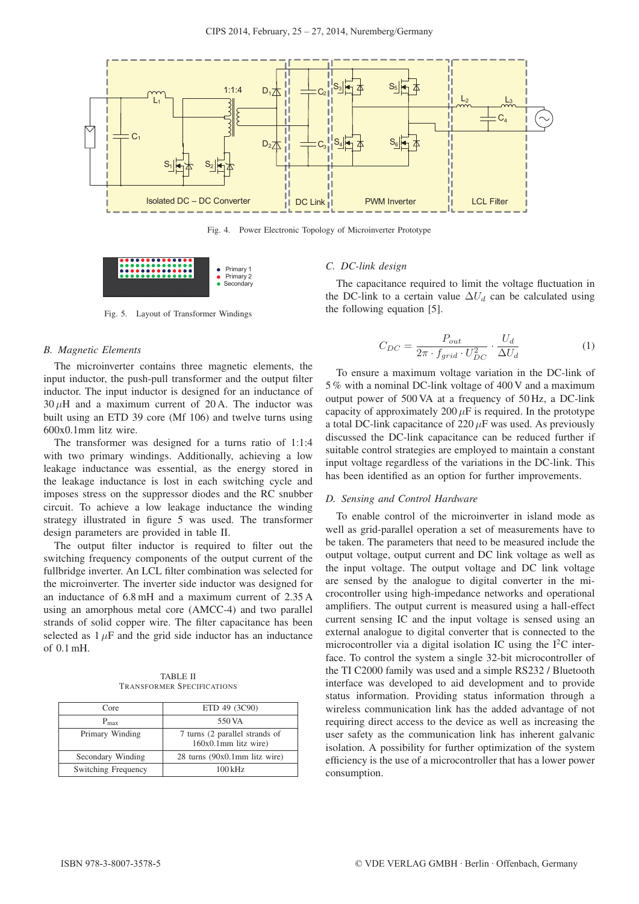Fig. 4. Power Electronic Topology of Microinverter Prototype

Fig. 5. Layout of Transformer Windings

### B. Magnetic Elements

The microinverter contains three magnetic elements, the input inductor, the push-pull transformer and the output filter inductor. The input inductor is designed for an inductance of $30\,\mu$H and a maximum current of 20 A. The inductor was built using an ETD 39 core (Mf 106) and twelve turns using 600x0.1mm litz wire.

The transformer was designed for a turns ratio of 1:1:4 with two primary windings. Additionally, achieving a low leakage inductance was essential, as the energy stored in the leakage inductance is lost in each switching cycle and imposes stress on the suppressor diodes and the RC snubber circuit. To achieve a low leakage inductance the winding strategy illustrated in figure 5 was used. The transformer design parameters are provided in table II.

The output filter inductor is required to filter out the switching frequency components of the output current of the fullbridge inverter. An LCL filter combination was selected for the microinverter. The inverter side inductor was designed for an inductance of 6.8 mH and a maximum current of 2.35 A using an amorphous metal core (AMCC-4) and two parallel strands of solid copper wire. The filter capacitance has been selected as $1\,\mu$F and the grid side inductor has an inductance of 0.1 mH.

TABLE II
TRANSFORMER SPECIFICATIONS

| Core | ETD 49 (3C90) |
|---|---|
| $P_{max}$ | 550 VA |
| Primary Winding | 7 turns (2 parallel strands of 160x0.1mm litz wire) |
| Secondary Winding | 28 turns (90x0.1mm litz wire) |
| Switching Frequency | 100 kHz |

### C. DC-link design

The capacitance required to limit the voltage fluctuation in the DC-link to a certain value $\Delta U_d$ can be calculated using the following equation [5].

$$C_{DC} = \frac{P_{out}}{2\pi \cdot f_{grid} \cdot U_{DC}^2} \cdot \frac{U_d}{\Delta U_d} \tag{1}$$

To ensure a maximum voltage variation in the DC-link of 5 % with a nominal DC-link voltage of 400 V and a maximum output power of 500 VA at a frequency of 50 Hz, a DC-link capacity of approximately $200\,\mu$F is required. In the prototype a total DC-link capacitance of $220\,\mu$F was used. As previously discussed the DC-link capacitance can be reduced further if suitable control strategies are employed to maintain a constant input voltage regardless of the variations in the DC-link. This has been identified as an option for further improvements.

### D. Sensing and Control Hardware

To enable control of the microinverter in island mode as well as grid-parallel operation a set of measurements have to be taken. The parameters that need to be measured include the output voltage, output current and DC link voltage as well as the input voltage. The output voltage and DC link voltage are sensed by the analogue to digital converter in the microcontroller using high-impedance networks and operational amplifiers. The output current is measured using a hall-effect current sensing IC and the input voltage is sensed using an external analogue to digital converter that is connected to the microcontroller via a digital isolation IC using the $I^2C$ interface. To control the system a single 32-bit microcontroller of the TI C2000 family was used and a simple RS232 / Bluetooth interface was developed to aid development and to provide status information. Providing status information through a wireless communication link has the added advantage of not requiring direct access to the device as well as increasing the user safety as the communication link has inherent galvanic isolation. A possibility for further optimization of the system efficiency is the use of a microcontroller that has a lower power consumption.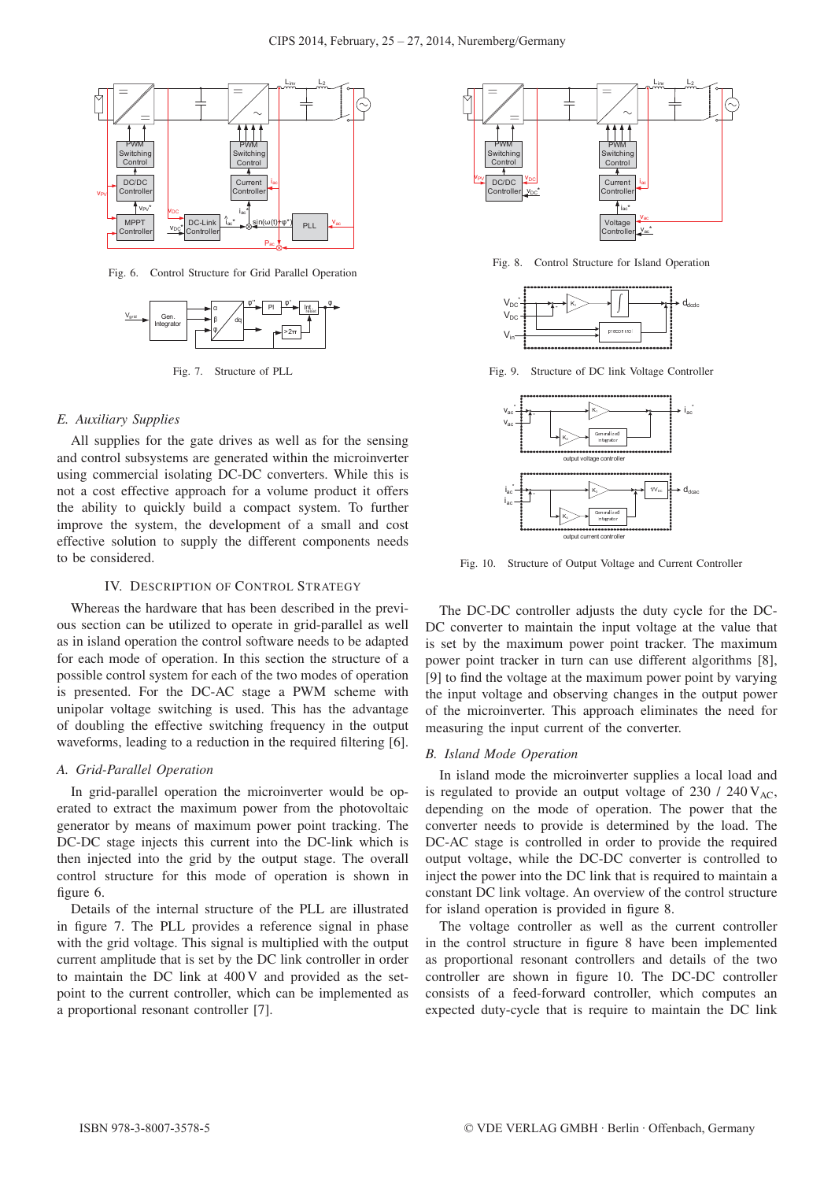Fig. 6. Control Structure for Grid Parallel Operation

Fig. 7. Structure of PLL

Fig. 8. Control Structure for Island Operation

Fig. 9. Structure of DC link Voltage Controller

Fig. 10. Structure of Output Voltage and Current Controller

### E. Auxiliary Supplies

All supplies for the gate drives as well as for the sensing and control subsystems are generated within the microinverter using commercial isolating DC-DC converters. While this is not a cost effective approach for a volume product it offers the ability to quickly build a compact system. To further improve the system, the development of a small and cost effective solution to supply the different components needs to be considered.

## IV. Description of Control Strategy

Whereas the hardware that has been described in the previous section can be utilized to operate in grid-parallel as well as in island operation the control software needs to be adapted for each mode of operation. In this section the structure of a possible control system for each of the two modes of operation is presented. For the DC-AC stage a PWM scheme with unipolar voltage switching is used. This has the advantage of doubling the effective switching frequency in the output waveforms, leading to a reduction in the required filtering [6].

### A. Grid-Parallel Operation

In grid-parallel operation the microinverter would be operated to extract the maximum power from the photovoltaic generator by means of maximum power point tracking. The DC-DC stage injects this current into the DC-link which is then injected into the grid by the output stage. The overall control structure for this mode of operation is shown in figure 6.

Details of the internal structure of the PLL are illustrated in figure 7. The PLL provides a reference signal in phase with the grid voltage. This signal is multiplied with the output current amplitude that is set by the DC link controller in order to maintain the DC link at 400 V and provided as the setpoint to the current controller, which can be implemented as a proportional resonant controller [7].

The DC-DC controller adjusts the duty cycle for the DC-DC converter to maintain the input voltage at the value that is set by the maximum power point tracker. The maximum power point tracker in turn can use different algorithms [8], [9] to find the voltage at the maximum power point by varying the input voltage and observing changes in the output power of the microinverter. This approach eliminates the need for measuring the input current of the converter.

### B. Island Mode Operation

In island mode the microinverter supplies a local load and is regulated to provide an output voltage of 230 / 240 $V_{AC}$, depending on the mode of operation. The power that the converter needs to provide is determined by the load. The DC-AC stage is controlled in order to provide the required output voltage, while the DC-DC converter is controlled to inject the power into the DC link that is required to maintain a constant DC link voltage. An overview of the control structure for island operation is provided in figure 8.

The voltage controller as well as the current controller in the control structure in figure 8 have been implemented as proportional resonant controllers and details of the two controller are shown in figure 10. The DC-DC controller consists of a feed-forward controller, which computes an expected duty-cycle that is require to maintain the DC link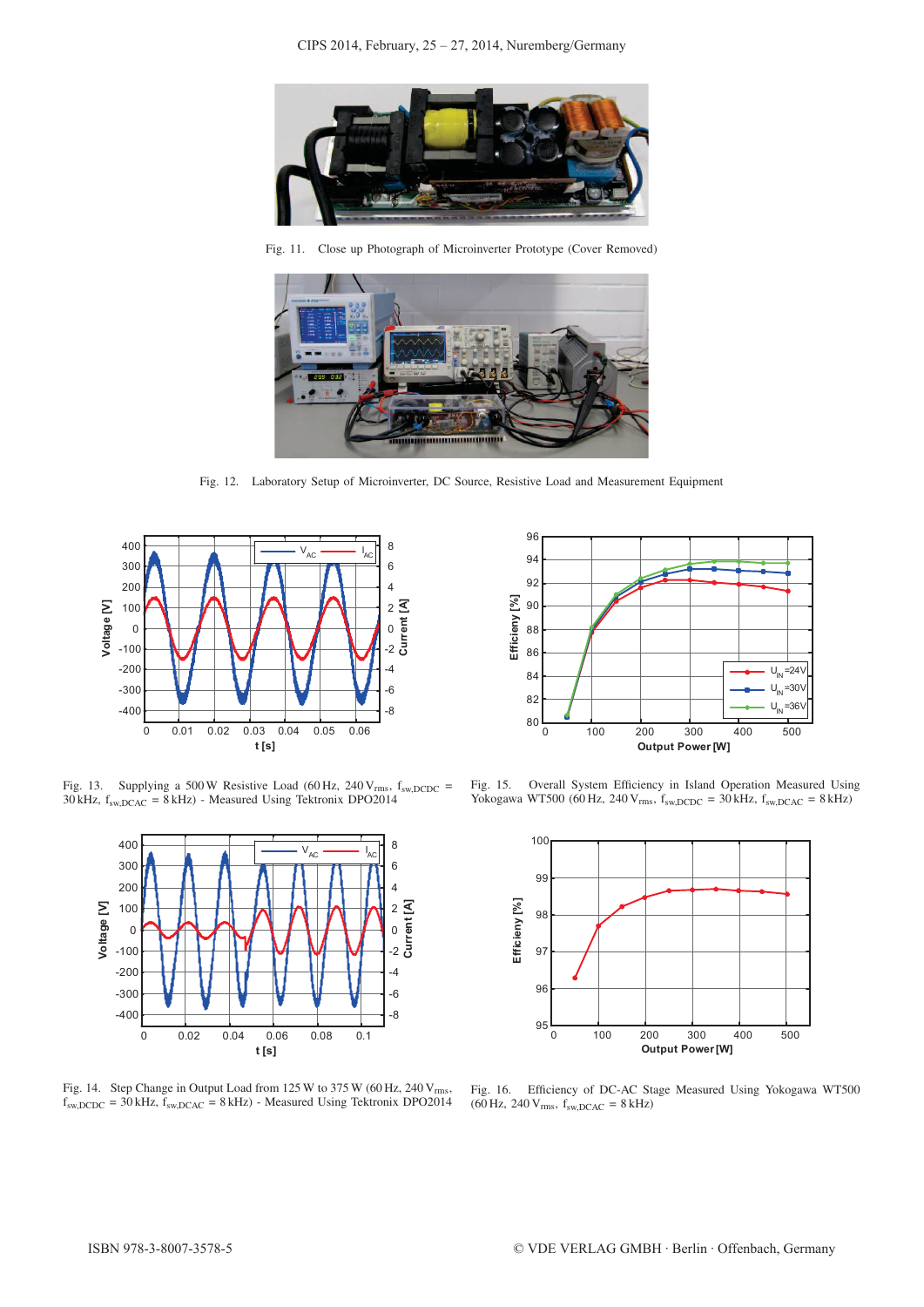Fig. 11. Close up Photograph of Microinverter Prototype (Cover Removed)

Fig. 12. Laboratory Setup of Microinverter, DC Source, Resistive Load and Measurement Equipment

Fig. 13. Supplying a 500 W Resistive Load (60 Hz, 240 $V_{rms}$, $f_{sw,DCDC}$ = 30 kHz, $f_{sw,DCAC}$ = 8 kHz) - Measured Using Tektronix DPO2014

Fig. 15. Overall System Efficiency in Island Operation Measured Using Yokogawa WT500 (60 Hz, 240 $V_{rms}$, $f_{sw,DCDC}$ = 30 kHz, $f_{sw,DCAC}$ = 8 kHz)

Fig. 14. Step Change in Output Load from 125 W to 375 W (60 Hz, 240 $V_{rms}$, $f_{sw,DCDC}$ = 30 kHz, $f_{sw,DCAC}$ = 8 kHz) - Measured Using Tektronix DPO2014

Fig. 16. Efficiency of DC-AC Stage Measured Using Yokogawa WT500 (60 Hz, 240 $V_{rms}$, $f_{sw,DCAC}$ = 8 kHz)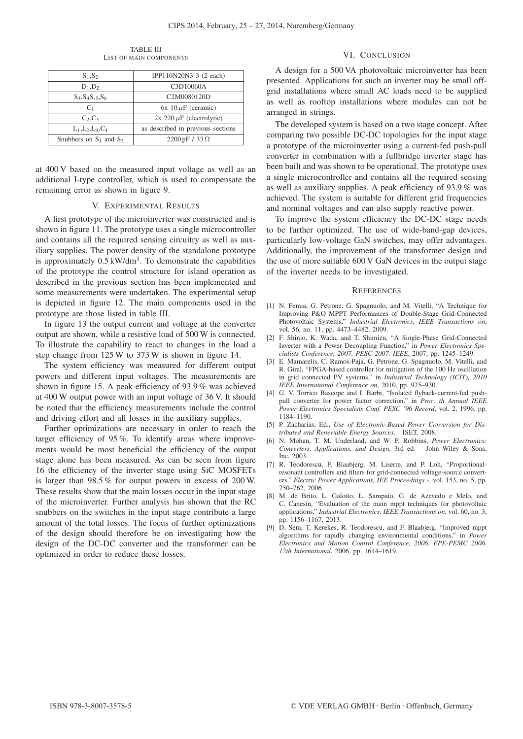TABLE III
LIST OF MAIN COMPONENTS

| | |
|---|---|
| $S_1$,$S_2$ | IPP110N20N3 3 (2 each) |
| $D_1$,$D_2$ | C3D10060A |
| $S_3$,$S_4$$S_{,5}$,$S_6$ | C2M0080120D |
| $C_1$ | 6x 10 $\mu$F (ceramic) |
| $C_2$,$C_3$ | 2x 220 $\mu$F (electrolytic) |
| $L_1$,$L_2$,$L_3$,$C_4$ | as described in previous sections |
| Snubbers on $S_1$ and $S_2$ | 2200 pF / 33 $\Omega$ |

at 400 V based on the measured input voltage as well as an additional I-type controller, which is used to compensate the remaining error as shown in figure 9.

## V. Experimental Results

A first prototype of the microinverter was constructed and is shown in figure 11. The prototype uses a single microcontroller and contains all the required sensing circuitry as well as auxiliary supplies. The power density of the standalone prototype is approximately 0.5 kW/dm$^3$. To demonstrate the capabilities of the prototype the control structure for island operation as described in the previous section has been implemented and some measurements were undertaken. The experimental setup is depicted in figure 12. The main components used in the prototype are those listed in table III.

In figure 13 the output current and voltage at the converter output are shown, while a resistive load of 500 W is connected. To illustrate the capability to react to changes in the load a step change from 125 W to 373 W is shown in figure 14.

The system efficiency was measured for different output powers and different input voltages. The measurements are shown in figure 15. A peak efficiency of 93.9 % was achieved at 400 W output power with an input voltage of 36 V. It should be noted that the efficiency measurements include the control and driving effort and all losses in the auxiliary supplies.

Further optimizations are necessary in order to reach the target efficiency of 95 %. To identify areas where improvements would be most beneficial the efficiency of the output stage alone has been measured. As can be seen from figure 16 the efficiency of the inverter stage using SiC MOSFETs is larger than 98.5 % for output powers in excess of 200 W. These results show that the main losses occur in the input stage of the microinverter. Further analysis has shown that the RC snubbers on the switches in the input stage contribute a large amount of the total losses. The focus of further optimizations of the design should therefore be on investigating how the design of the DC-DC converter and the transformer can be optimized in order to reduce these losses.

## VI. Conclusion

A design for a 500 VA photovoltaic microinverter has been presented. Applications for such an inverter may be small off-grid installations where small AC loads need to be supplied as well as rooftop installations where modules can not be arranged in strings.

The developed system is based on a two stage concept. After comparing two possible DC-DC topologies for the input stage a prototype of the microinverter using a current-fed push-pull converter in combination with a fullbridge inverter stage has been built and was shown to be operational. The prototype uses a single microcontroller and contains all the required sensing as well as auxiliary supplies. A peak efficiency of 93.9 % was achieved. The system is suitable for different grid frequencies and nominal voltages and can also supply reactive power.

To improve the system efficiency the DC-DC stage needs to be further optimized. The use of wide-band-gap devices, particularly low-voltage GaN switches, may offer advantages. Additionally, the improvement of the transformer design and the use of more suitable 600 V GaN devices in the output stage of the inverter needs to be investigated.

## References

[1] N. Femia, G. Petrone, G. Spagnuolo, and M. Vitelli, "A Technique for Improving P&O MPPT Performances of Double-Stage Grid-Connected Photovoltaic Systems," *Industrial Electronics, IEEE Transactions on*, vol. 56, no. 11, pp. 4473–4482, 2009.

[2] F. Shinjo, K. Wada, and T. Shimizu, "A Single-Phase Grid-Connected Inverter with a Power Decoupling Function," in *Power Electronics Specialists Conference, 2007. PESC 2007. IEEE*, 2007, pp. 1245–1249.

[3] E. Mamarelis, C. Ramos-Paja, G. Petrone, G. Spagnuolo, M. Vitelli, and R. Giral, "FPGA-based controller for mitigation of the 100 Hz oscillation in grid connected PV systems," in *Industrial Technology (ICIT), 2010 IEEE International Conference on*, 2010, pp. 925–930.

[4] G. V. Torrico Bascope and I. Barbi, "Isolated flyback-current-fed push-pull converter for power factor correction," in *Proc. th Annual IEEE Power Electronics Specialists Conf. PESC '96 Record*, vol. 2, 1996, pp. 1184–1190.

[5] P. Zacharias, Ed., *Use of Electronic-Based Power Conversion for Distributed and Renewable Energy Sources*. ISET, 2008.

[6] N. Mohan, T. M. Underland, and W. P. Robbins, *Power Electronics: Converters, Applications, and Design*, 3rd ed. John Wiley & Sons, Inc, 2003.

[7] R. Teodorescu, F. Blaabjerg, M. Liserre, and P. Loh, "Proportional-resonant controllers and filters for grid-connected voltage-source converters," *Electric Power Applications, IEE Proceedings -*, vol. 153, no. 5, pp. 750–762, 2006.

[8] M. de Brito, L. Galotto, L. Sampaio, G. de Azevedo e Melo, and C. Canesin, "Evaluation of the main mppt techniques for photovoltaic applications," *Industrial Electronics, IEEE Transactions on*, vol. 60, no. 3, pp. 1156–1167, 2013.

[9] D. Sera, T. Kerekes, R. Teodorescu, and F. Blaabjerg, "Improved mppt algorithms for rapidly changing environmental conditions," in *Power Electronics and Motion Control Conference, 2006. EPE-PEMC 2006. 12th International*, 2006, pp. 1614–1619.